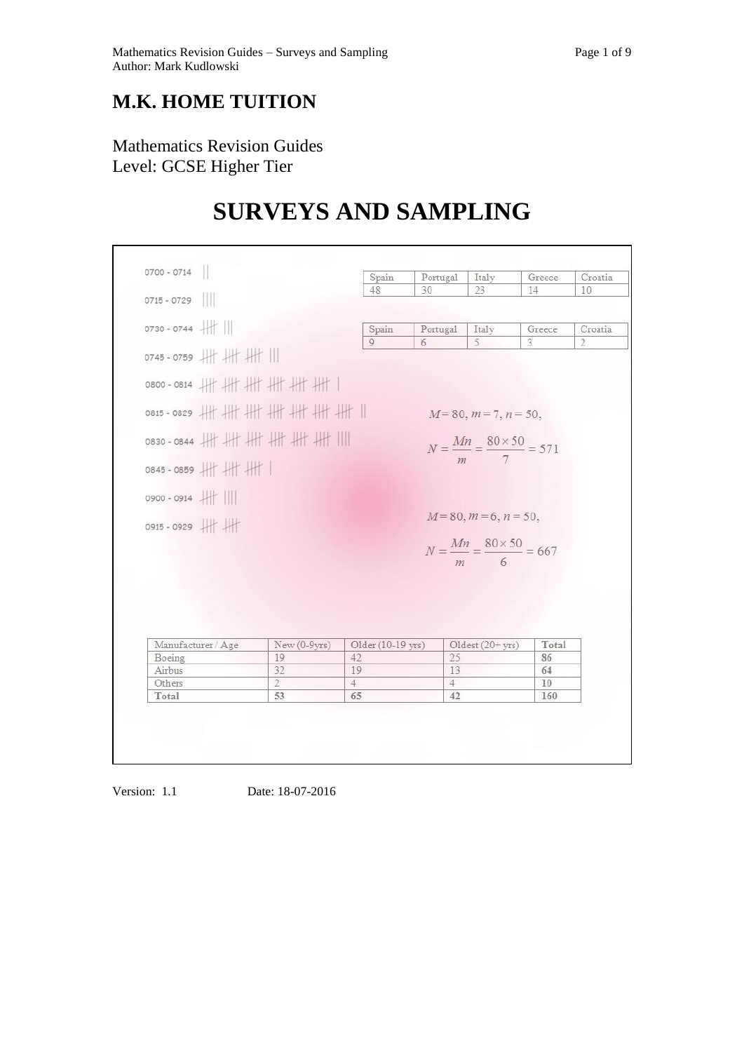# M.K. HOME TUITION

Mathematics Revision Guides
Level: GCSE Higher Tier

# SURVEYS AND SAMPLING

| Time | Tally |
|---|---|
| 0700 - 0714 | \|\| |
| 0715 - 0729 | \|\|\|\| |
| 0730 - 0744 | ~~\|\|\|\|~~ \|\|\| |
| 0745 - 0759 | ~~\|\|\|\|~~ ~~\|\|\|\|~~ ~~\|\|\|\|~~ \|\|\| |
| 0800 - 0814 | ~~\|\|\|\|~~ ~~\|\|\|\|~~ ~~\|\|\|\|~~ ~~\|\|\|\|~~ ~~\|\|\|\|~~ ~~\|\|\|\|~~ \| |
| 0815 - 0829 | ~~\|\|\|\|~~ ~~\|\|\|\|~~ ~~\|\|\|\|~~ ~~\|\|\|\|~~ ~~\|\|\|\|~~ ~~\|\|\|\|~~ ~~\|\|\|\|~~ \|\| |
| 0830 - 0844 | ~~\|\|\|\|~~ ~~\|\|\|\|~~ ~~\|\|\|\|~~ ~~\|\|\|\|~~ ~~\|\|\|\|~~ ~~\|\|\|\|~~ \|\|\|\| |
| 0845 - 0859 | ~~\|\|\|\|~~ ~~\|\|\|\|~~ ~~\|\|\|\|~~ \| |
| 0900 - 0914 | ~~\|\|\|\|~~ \|\|\|\| |
| 0915 - 0929 | ~~\|\|\|\|~~ ~~\|\|\|\|~~ |

| Spain | Portugal | Italy | Greece | Croatia |
|---|---|---|---|---|
| 48 | 30 | 23 | 14 | 10 |

| Spain | Portugal | Italy | Greece | Croatia |
|---|---|---|---|---|
| 9 | 6 | 5 | 3 | 2 |

$M = 80, m = 7, n = 50,$

$$N = \frac{Mn}{m} = \frac{80 \times 50}{7} = 571$$

$M = 80, m = 6, n = 50,$

$$N = \frac{Mn}{m} = \frac{80 \times 50}{6} = 667$$

| Manufacturer / Age | New (0-9yrs) | Older (10-19 yrs) | Oldest (20+ yrs) | Total |
|---|---|---|---|---|
| Boeing | 19 | 42 | 25 | **86** |
| Airbus | 32 | 19 | 13 | **64** |
| Others | 2 | 4 | 4 | **10** |
| **Total** | **53** | **65** | **42** | **160** |

Version: 1.1 Date: 18-07-2016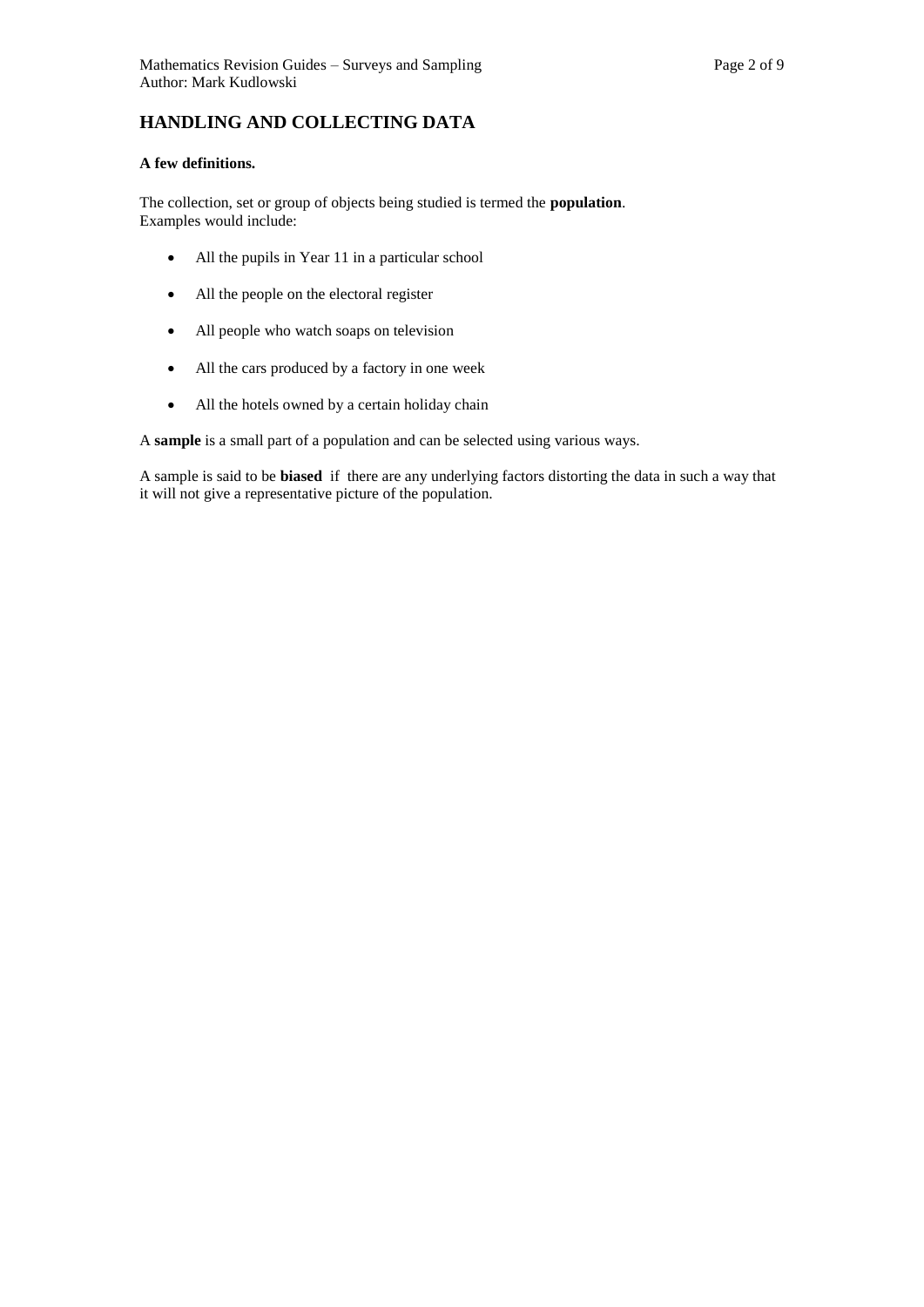## HANDLING AND COLLECTING DATA

**A few definitions.**

The collection, set or group of objects being studied is termed the **population**.
Examples would include:

- All the pupils in Year 11 in a particular school
- All the people on the electoral register
- All people who watch soaps on television
- All the cars produced by a factory in one week
- All the hotels owned by a certain holiday chain

A **sample** is a small part of a population and can be selected using various ways.

A sample is said to be **biased** if there are any underlying factors distorting the data in such a way that it will not give a representative picture of the population.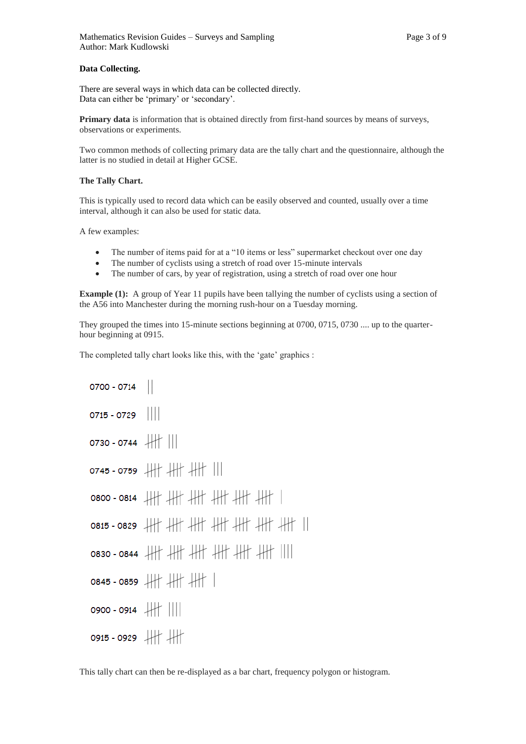**Data Collecting.**

There are several ways in which data can be collected directly.
Data can either be 'primary' or 'secondary'.

**Primary data** is information that is obtained directly from first-hand sources by means of surveys, observations or experiments.

Two common methods of collecting primary data are the tally chart and the questionnaire, although the latter is no studied in detail at Higher GCSE.

**The Tally Chart.**

This is typically used to record data which can be easily observed and counted, usually over a time interval, although it can also be used for static data.

A few examples:

- The number of items paid for at a "10 items or less" supermarket checkout over one day
- The number of cyclists using a stretch of road over 15-minute intervals
- The number of cars, by year of registration, using a stretch of road over one hour

**Example (1):** A group of Year 11 pupils have been tallying the number of cyclists using a section of the A56 into Manchester during the morning rush-hour on a Tuesday morning.

They grouped the times into 15-minute sections beginning at 0700, 0715, 0730 .... up to the quarter-hour beginning at 0915.

The completed tally chart looks like this, with the 'gate' graphics :

| Time | Tally |
|---|---|
| 0700 - 0714 | \|\| |
| 0715 - 0729 | \|\|\|\| |
| 0730 - 0744 | 𝍸 \|\|\| |
| 0745 - 0759 | 𝍸 𝍸 𝍸 \|\|\| |
| 0800 - 0814 | 𝍸 𝍸 𝍸 𝍸 𝍸 𝍸 \| |
| 0815 - 0829 | 𝍸 𝍸 𝍸 𝍸 𝍸 𝍸 𝍸 \|\| |
| 0830 - 0844 | 𝍸 𝍸 𝍸 𝍸 𝍸 𝍸 \|\|\|\| |
| 0845 - 0859 | 𝍸 𝍸 𝍸 \| |
| 0900 - 0914 | 𝍸 \|\|\|\| |
| 0915 - 0929 | 𝍸 𝍸 |

This tally chart can then be re-displayed as a bar chart, frequency polygon or histogram.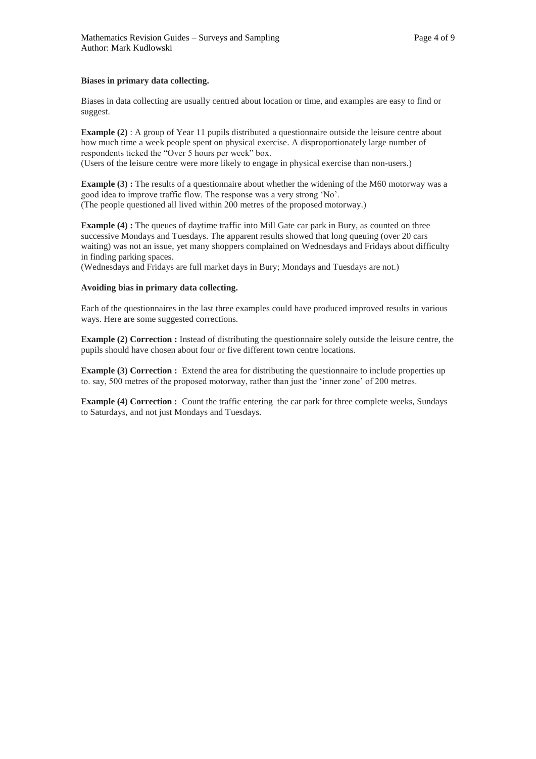**Biases in primary data collecting.**

Biases in data collecting are usually centred about location or time, and examples are easy to find or suggest.

**Example (2)** : A group of Year 11 pupils distributed a questionnaire outside the leisure centre about how much time a week people spent on physical exercise. A disproportionately large number of respondents ticked the "Over 5 hours per week" box.
(Users of the leisure centre were more likely to engage in physical exercise than non-users.)

**Example (3) :** The results of a questionnaire about whether the widening of the M60 motorway was a good idea to improve traffic flow. The response was a very strong 'No'.
(The people questioned all lived within 200 metres of the proposed motorway.)

**Example (4) :** The queues of daytime traffic into Mill Gate car park in Bury, as counted on three successive Mondays and Tuesdays. The apparent results showed that long queuing (over 20 cars waiting) was not an issue, yet many shoppers complained on Wednesdays and Fridays about difficulty in finding parking spaces.
(Wednesdays and Fridays are full market days in Bury; Mondays and Tuesdays are not.)

**Avoiding bias in primary data collecting.**

Each of the questionnaires in the last three examples could have produced improved results in various ways. Here are some suggested corrections.

**Example (2) Correction :** Instead of distributing the questionnaire solely outside the leisure centre, the pupils should have chosen about four or five different town centre locations.

**Example (3) Correction :** Extend the area for distributing the questionnaire to include properties up to. say, 500 metres of the proposed motorway, rather than just the 'inner zone' of 200 metres.

**Example (4) Correction :** Count the traffic entering the car park for three complete weeks, Sundays to Saturdays, and not just Mondays and Tuesdays.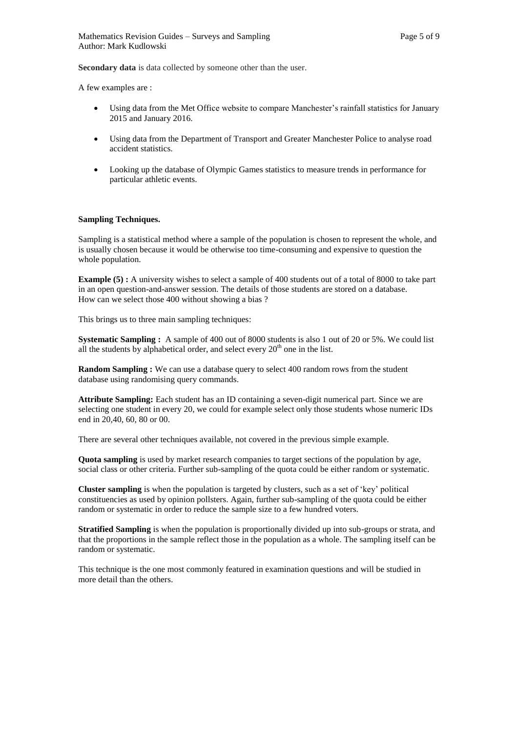**Secondary data** is data collected by someone other than the user.

A few examples are :

- Using data from the Met Office website to compare Manchester's rainfall statistics for January 2015 and January 2016.
- Using data from the Department of Transport and Greater Manchester Police to analyse road accident statistics.
- Looking up the database of Olympic Games statistics to measure trends in performance for particular athletic events.

**Sampling Techniques.**

Sampling is a statistical method where a sample of the population is chosen to represent the whole, and is usually chosen because it would be otherwise too time-consuming and expensive to question the whole population.

**Example (5) :** A university wishes to select a sample of 400 students out of a total of 8000 to take part in an open question-and-answer session. The details of those students are stored on a database. How can we select those 400 without showing a bias ?

This brings us to three main sampling techniques:

**Systematic Sampling :** A sample of 400 out of 8000 students is also 1 out of 20 or 5%. We could list all the students by alphabetical order, and select every $20^{th}$ one in the list.

**Random Sampling :** We can use a database query to select 400 random rows from the student database using randomising query commands.

**Attribute Sampling:** Each student has an ID containing a seven-digit numerical part. Since we are selecting one student in every 20, we could for example select only those students whose numeric IDs end in 20,40, 60, 80 or 00.

There are several other techniques available, not covered in the previous simple example.

**Quota sampling** is used by market research companies to target sections of the population by age, social class or other criteria. Further sub-sampling of the quota could be either random or systematic.

**Cluster sampling** is when the population is targeted by clusters, such as a set of 'key' political constituencies as used by opinion pollsters. Again, further sub-sampling of the quota could be either random or systematic in order to reduce the sample size to a few hundred voters.

**Stratified Sampling** is when the population is proportionally divided up into sub-groups or strata, and that the proportions in the sample reflect those in the population as a whole. The sampling itself can be random or systematic.

This technique is the one most commonly featured in examination questions and will be studied in more detail than the others.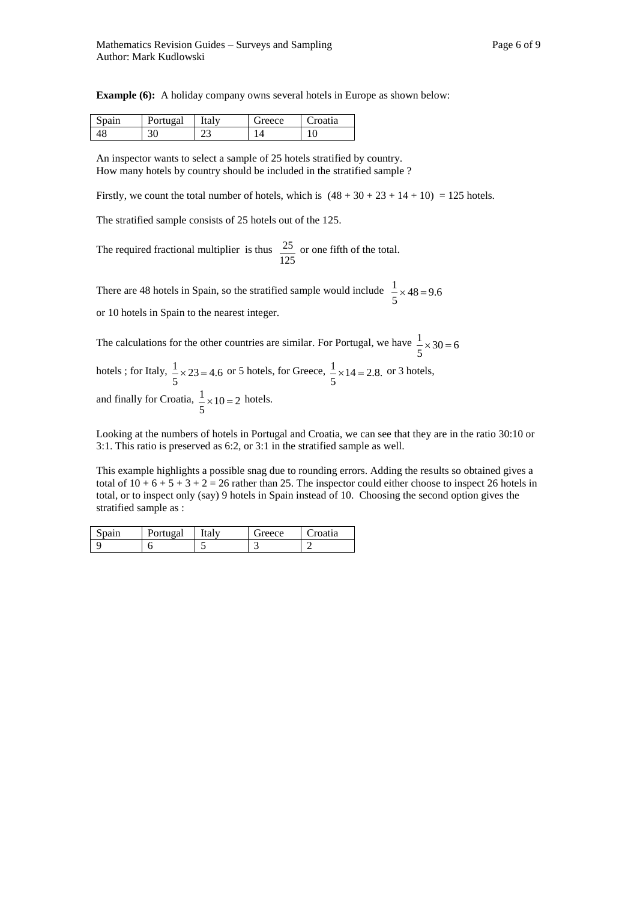**Example (6):** A holiday company owns several hotels in Europe as shown below:

| Spain | Portugal | Italy | Greece | Croatia |
|---|---|---|---|---|
| 48 | 30 | 23 | 14 | 10 |

An inspector wants to select a sample of 25 hotels stratified by country.
How many hotels by country should be included in the stratified sample ?

Firstly, we count the total number of hotels, which is $(48 + 30 + 23 + 14 + 10) = 125$ hotels.

The stratified sample consists of 25 hotels out of the 125.

The required fractional multiplier is thus $\frac{25}{125}$ or one fifth of the total.

There are 48 hotels in Spain, so the stratified sample would include $\frac{1}{5} \times 48 = 9.6$

or 10 hotels in Spain to the nearest integer.

The calculations for the other countries are similar. For Portugal, we have $\frac{1}{5} \times 30 = 6$ hotels ; for Italy, $\frac{1}{5} \times 23 = 4.6$ or 5 hotels, for Greece, $\frac{1}{5} \times 14 = 2.8.$ or 3 hotels, and finally for Croatia, $\frac{1}{5} \times 10 = 2$ hotels.

Looking at the numbers of hotels in Portugal and Croatia, we can see that they are in the ratio 30:10 or 3:1. This ratio is preserved as 6:2, or 3:1 in the stratified sample as well.

This example highlights a possible snag due to rounding errors. Adding the results so obtained gives a total of $10 + 6 + 5 + 3 + 2 = 26$ rather than 25. The inspector could either choose to inspect 26 hotels in total, or to inspect only (say) 9 hotels in Spain instead of 10. Choosing the second option gives the stratified sample as :

| Spain | Portugal | Italy | Greece | Croatia |
|---|---|---|---|---|
| 9 | 6 | 5 | 3 | 2 |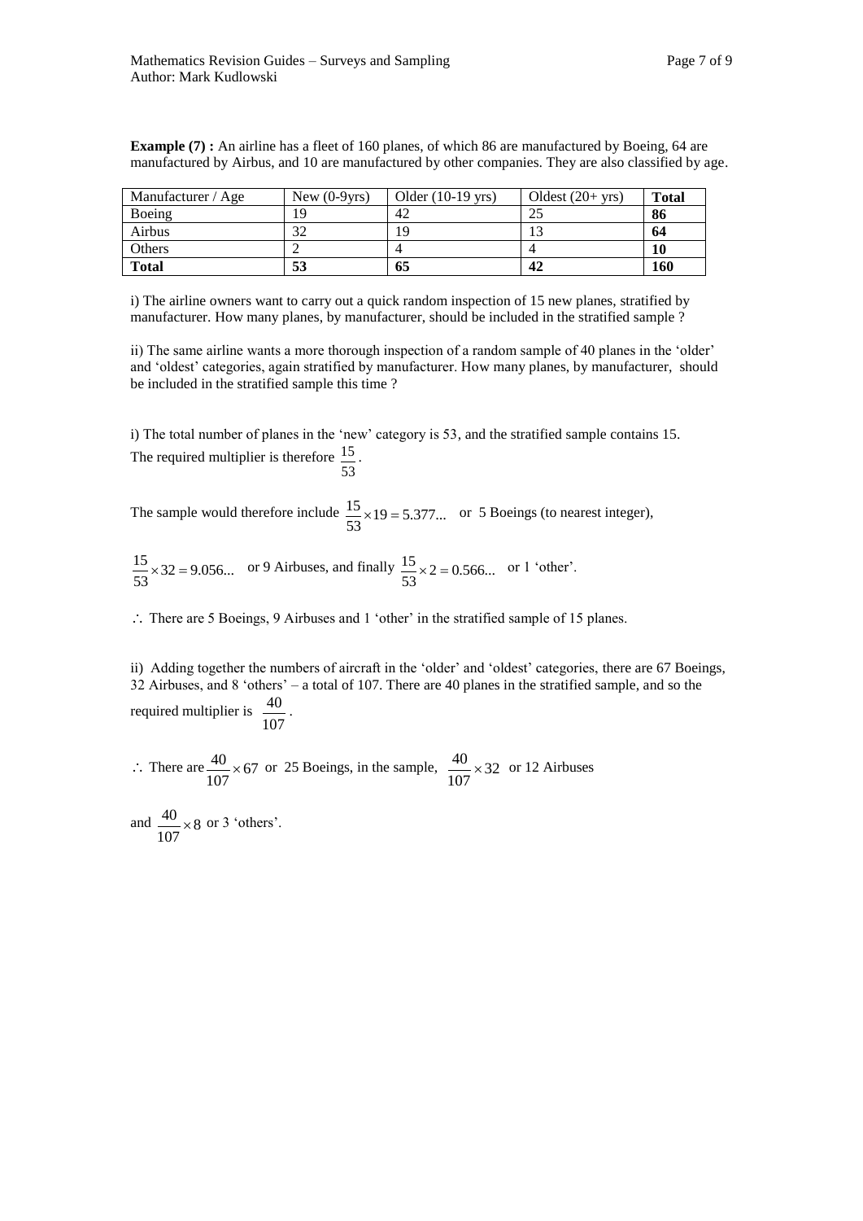**Example (7) :** An airline has a fleet of 160 planes, of which 86 are manufactured by Boeing, 64 are manufactured by Airbus, and 10 are manufactured by other companies. They are also classified by age.

| Manufacturer / Age | New (0-9yrs) | Older (10-19 yrs) | Oldest (20+ yrs) | **Total** |
|---|---|---|---|---|
| Boeing | 19 | 42 | 25 | **86** |
| Airbus | 32 | 19 | 13 | **64** |
| Others | 2 | 4 | 4 | **10** |
| **Total** | **53** | **65** | **42** | **160** |

i) The airline owners want to carry out a quick random inspection of 15 new planes, stratified by manufacturer. How many planes, by manufacturer, should be included in the stratified sample ?

ii) The same airline wants a more thorough inspection of a random sample of 40 planes in the 'older' and 'oldest' categories, again stratified by manufacturer. How many planes, by manufacturer, should be included in the stratified sample this time ?

i) The total number of planes in the 'new' category is 53, and the stratified sample contains 15. The required multiplier is therefore $\frac{15}{53}$.

The sample would therefore include $\frac{15}{53} \times 19 = 5.377...$ or 5 Boeings (to nearest integer),

$\frac{15}{53} \times 32 = 9.056...$ or 9 Airbuses, and finally $\frac{15}{53} \times 2 = 0.566...$ or 1 'other'.

$\therefore$ There are 5 Boeings, 9 Airbuses and 1 'other' in the stratified sample of 15 planes.

ii) Adding together the numbers of aircraft in the 'older' and 'oldest' categories, there are 67 Boeings, 32 Airbuses, and 8 'others' – a total of 107. There are 40 planes in the stratified sample, and so the required multiplier is $\frac{40}{107}$.

$\therefore$ There are $\frac{40}{107} \times 67$ or 25 Boeings, in the sample, $\frac{40}{107} \times 32$ or 12 Airbuses

and $\frac{40}{107} \times 8$ or 3 'others'.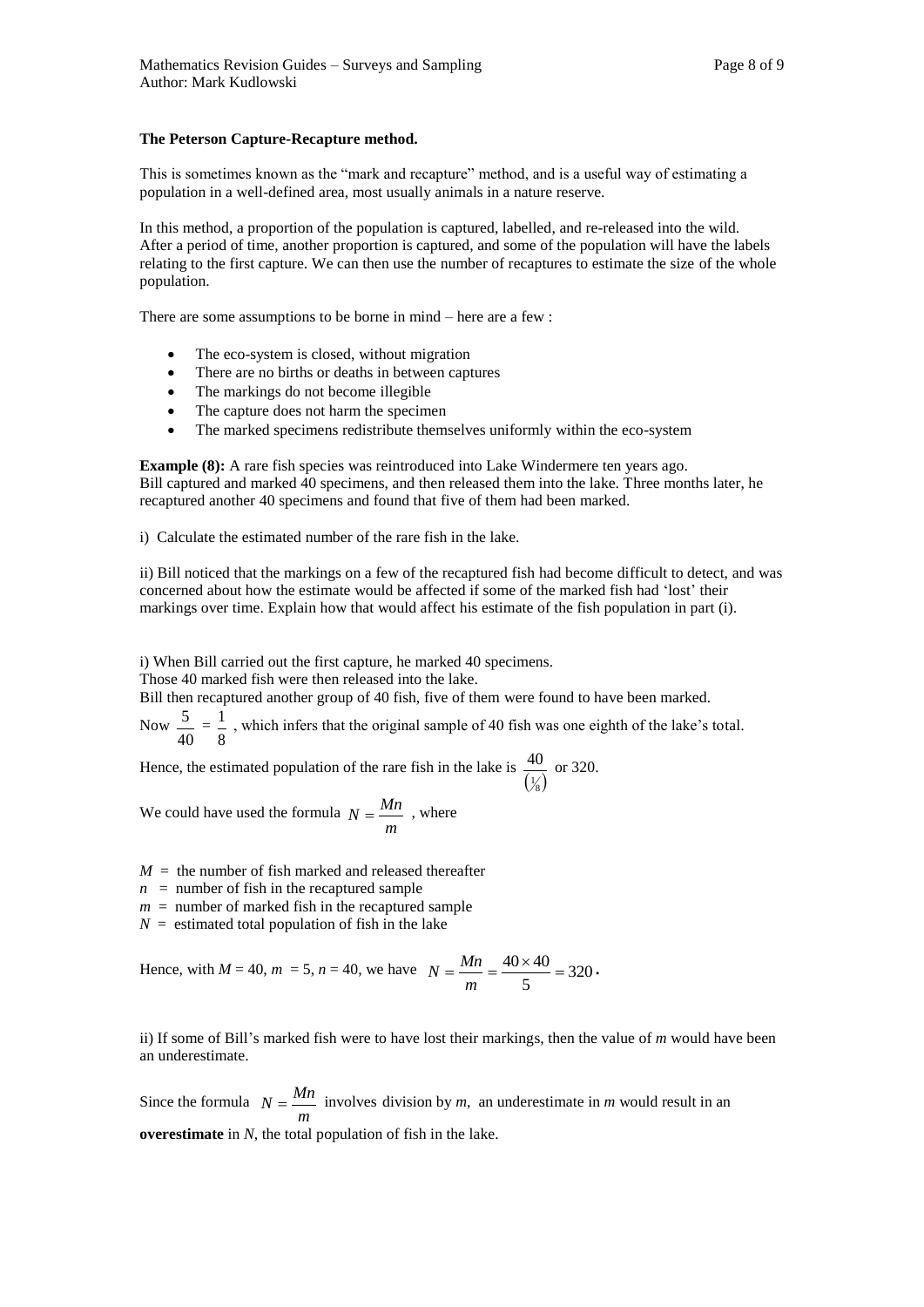**The Peterson Capture-Recapture method.**

This is sometimes known as the "mark and recapture" method, and is a useful way of estimating a population in a well-defined area, most usually animals in a nature reserve.

In this method, a proportion of the population is captured, labelled, and re-released into the wild. After a period of time, another proportion is captured, and some of the population will have the labels relating to the first capture. We can then use the number of recaptures to estimate the size of the whole population.

There are some assumptions to be borne in mind – here are a few :

- The eco-system is closed, without migration
- There are no births or deaths in between captures
- The markings do not become illegible
- The capture does not harm the specimen
- The marked specimens redistribute themselves uniformly within the eco-system

**Example (8):** A rare fish species was reintroduced into Lake Windermere ten years ago. Bill captured and marked 40 specimens, and then released them into the lake. Three months later, he recaptured another 40 specimens and found that five of them had been marked.

i) Calculate the estimated number of the rare fish in the lake.

ii) Bill noticed that the markings on a few of the recaptured fish had become difficult to detect, and was concerned about how the estimate would be affected if some of the marked fish had 'lost' their markings over time. Explain how that would affect his estimate of the fish population in part (i).

i) When Bill carried out the first capture, he marked 40 specimens.
Those 40 marked fish were then released into the lake.
Bill then recaptured another group of 40 fish, five of them were found to have been marked.

Now $\frac{5}{40} = \frac{1}{8}$ , which infers that the original sample of 40 fish was one eighth of the lake's total.

Hence, the estimated population of the rare fish in the lake is $\frac{40}{\left(\frac{1}{8}\right)}$ or 320.

We could have used the formula $N = \frac{Mn}{m}$ , where

$M$ = the number of fish marked and released thereafter
$n$ = number of fish in the recaptured sample
$m$ = number of marked fish in the recaptured sample
$N$ = estimated total population of fish in the lake

Hence, with $M$ = 40, $m$ = 5, $n$ = 40, we have $N = \frac{Mn}{m} = \frac{40 \times 40}{5} = 320$.

ii) If some of Bill's marked fish were to have lost their markings, then the value of $m$ would have been an underestimate.

Since the formula $N = \frac{Mn}{m}$ involves division by $m$, an underestimate in $m$ would result in an **overestimate** in $N$, the total population of fish in the lake.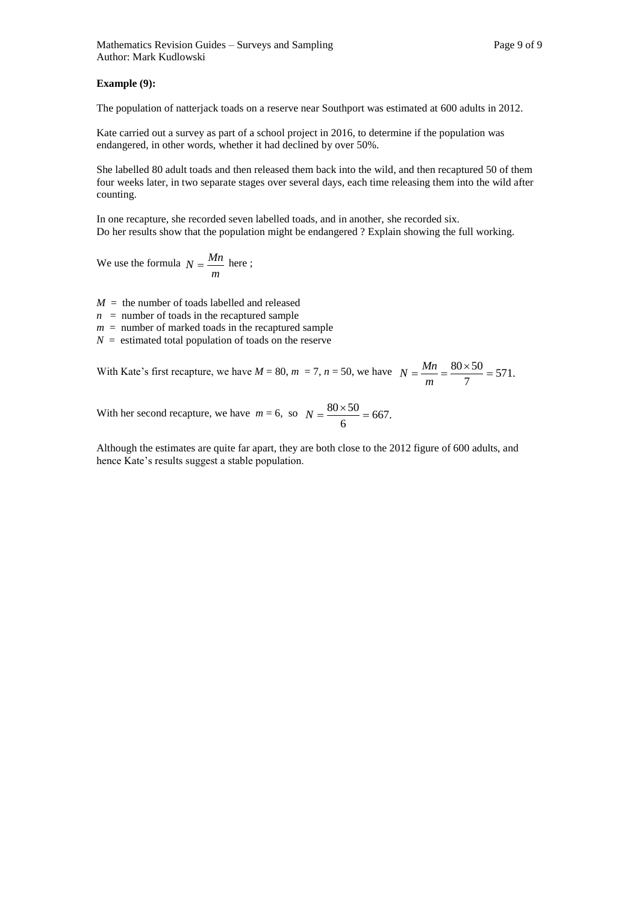**Example (9):**

The population of natterjack toads on a reserve near Southport was estimated at 600 adults in 2012.

Kate carried out a survey as part of a school project in 2016, to determine if the population was endangered, in other words, whether it had declined by over 50%.

She labelled 80 adult toads and then released them back into the wild, and then recaptured 50 of them four weeks later, in two separate stages over several days, each time releasing them into the wild after counting.

In one recapture, she recorded seven labelled toads, and in another, she recorded six.
Do her results show that the population might be endangered ? Explain showing the full working.

We use the formula $N = \frac{Mn}{m}$ here ;

$M$ = the number of toads labelled and released
$n$ = number of toads in the recaptured sample
$m$ = number of marked toads in the recaptured sample
$N$ = estimated total population of toads on the reserve

With Kate's first recapture, we have $M = 80$, $m = 7$, $n = 50$, we have $N = \frac{Mn}{m} = \frac{80 \times 50}{7} = 571.$

With her second recapture, we have $m = 6$, so $N = \frac{80 \times 50}{6} = 667.$

Although the estimates are quite far apart, they are both close to the 2012 figure of 600 adults, and hence Kate's results suggest a stable population.